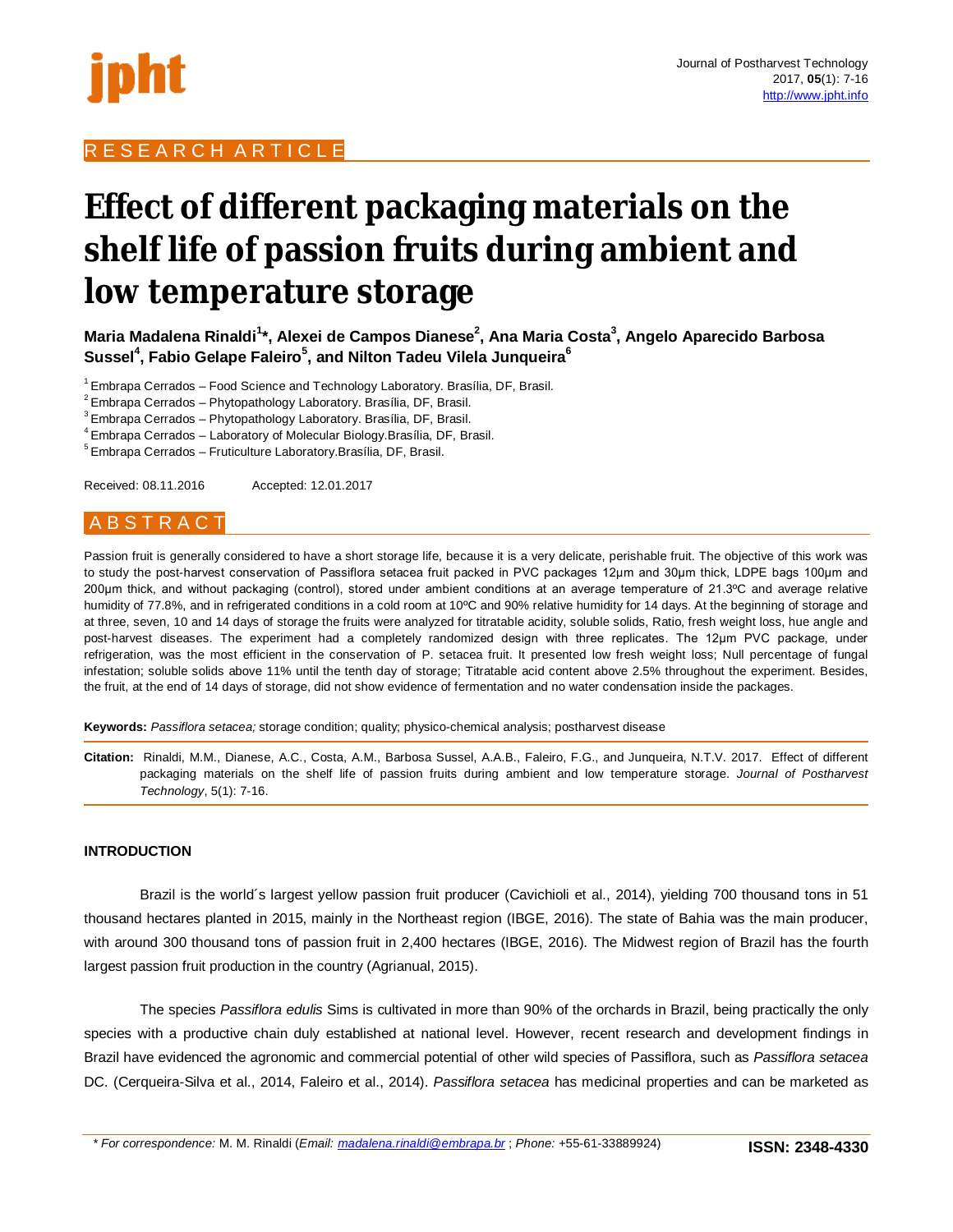RESEARCH ARTICLE

# Effect of different packaging materials on the shelf life of passion fruits during ambient and low temperature storage

**Maria Madalena Rinaldi[1]\*, Alexei de Campos Dianese[2], Ana Maria Costa[3], Angelo Aparecido Barbosa Sussel[4], Fabio Gelape Faleiro[5], and Nilton Tadeu Vilela Junqueira[6]**

[1] Embrapa Cerrados – Food Science and Technology Laboratory. Brasília, DF, Brasil.
[2] Embrapa Cerrados – Phytopathology Laboratory. Brasília, DF, Brasil.
[3] Embrapa Cerrados – Phytopathology Laboratory. Brasília, DF, Brasil.
[4] Embrapa Cerrados – Laboratory of Molecular Biology.Brasília, DF, Brasil.
[5] Embrapa Cerrados – Fruticulture Laboratory.Brasília, DF, Brasil.

Received: 08.11.2016 Accepted: 12.01.2017

## ABSTRACT

Passion fruit is generally considered to have a short storage life, because it is a very delicate, perishable fruit. The objective of this work was to study the post-harvest conservation of Passiflora setacea fruit packed in PVC packages 12µm and 30µm thick, LDPE bags 100µm and 200µm thick, and without packaging (control), stored under ambient conditions at an average temperature of 21.3ºC and average relative humidity of 77.8%, and in refrigerated conditions in a cold room at 10ºC and 90% relative humidity for 14 days. At the beginning of storage and at three, seven, 10 and 14 days of storage the fruits were analyzed for titratable acidity, soluble solids, Ratio, fresh weight loss, hue angle and post-harvest diseases. The experiment had a completely randomized design with three replicates. The 12µm PVC package, under refrigeration, was the most efficient in the conservation of P. setacea fruit. It presented low fresh weight loss; Null percentage of fungal infestation; soluble solids above 11% until the tenth day of storage; Titratable acid content above 2.5% throughout the experiment. Besides, the fruit, at the end of 14 days of storage, did not show evidence of fermentation and no water condensation inside the packages.

**Keywords:** *Passiflora setacea;* storage condition; quality; physico-chemical analysis; postharvest disease

**Citation:** Rinaldi, M.M., Dianese, A.C., Costa, A.M., Barbosa Sussel, A.A.B., Faleiro, F.G., and Junqueira, N.T.V. 2017. Effect of different packaging materials on the shelf life of passion fruits during ambient and low temperature storage. *Journal of Postharvest Technology*, 5(1): 7-16.

## INTRODUCTION

Brazil is the world´s largest yellow passion fruit producer (Cavichioli et al., 2014), yielding 700 thousand tons in 51 thousand hectares planted in 2015, mainly in the Northeast region (IBGE, 2016). The state of Bahia was the main producer, with around 300 thousand tons of passion fruit in 2,400 hectares (IBGE, 2016). The Midwest region of Brazil has the fourth largest passion fruit production in the country (Agrianual, 2015).

The species *Passiflora edulis* Sims is cultivated in more than 90% of the orchards in Brazil, being practically the only species with a productive chain duly established at national level. However, recent research and development findings in Brazil have evidenced the agronomic and commercial potential of other wild species of Passiflora, such as *Passiflora setacea* DC. (Cerqueira-Silva et al., 2014, Faleiro et al., 2014). *Passiflora setacea* has medicinal properties and can be marketed as

\* *For correspondence:* M. M. Rinaldi (*Email: madalena.rinaldi@embrapa.br* ; *Phone:* +55-61-33889924)

**ISSN: 2348-4330**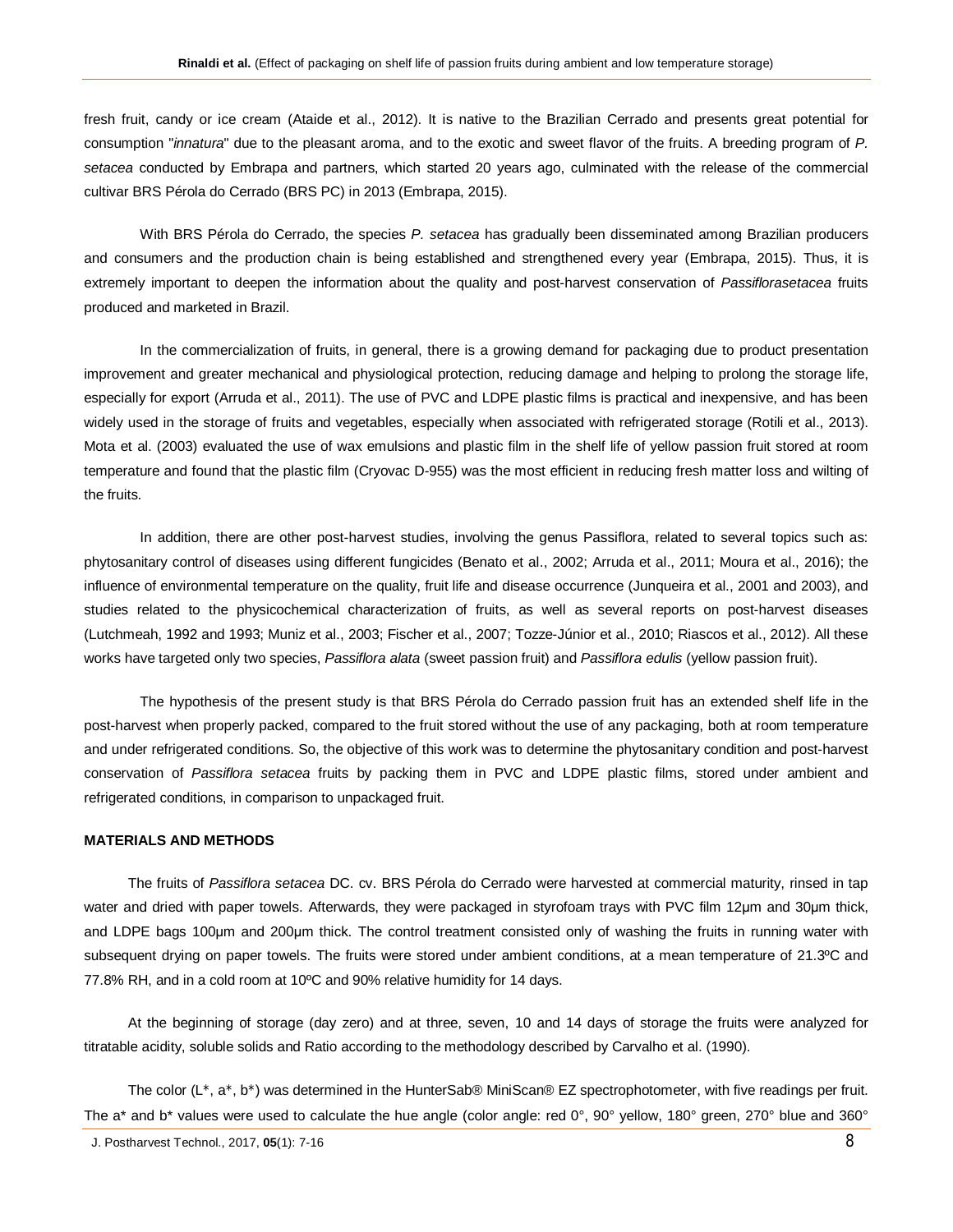fresh fruit, candy or ice cream (Ataide et al., 2012). It is native to the Brazilian Cerrado and presents great potential for consumption "*innatura*" due to the pleasant aroma, and to the exotic and sweet flavor of the fruits. A breeding program of *P. setacea* conducted by Embrapa and partners, which started 20 years ago, culminated with the release of the commercial cultivar BRS Pérola do Cerrado (BRS PC) in 2013 (Embrapa, 2015).

With BRS Pérola do Cerrado, the species *P. setacea* has gradually been disseminated among Brazilian producers and consumers and the production chain is being established and strengthened every year (Embrapa, 2015). Thus, it is extremely important to deepen the information about the quality and post-harvest conservation of *Passiflorasetacea* fruits produced and marketed in Brazil.

In the commercialization of fruits, in general, there is a growing demand for packaging due to product presentation improvement and greater mechanical and physiological protection, reducing damage and helping to prolong the storage life, especially for export (Arruda et al., 2011). The use of PVC and LDPE plastic films is practical and inexpensive, and has been widely used in the storage of fruits and vegetables, especially when associated with refrigerated storage (Rotili et al., 2013). Mota et al. (2003) evaluated the use of wax emulsions and plastic film in the shelf life of yellow passion fruit stored at room temperature and found that the plastic film (Cryovac D-955) was the most efficient in reducing fresh matter loss and wilting of the fruits.

In addition, there are other post-harvest studies, involving the genus Passiflora, related to several topics such as: phytosanitary control of diseases using different fungicides (Benato et al., 2002; Arruda et al., 2011; Moura et al., 2016); the influence of environmental temperature on the quality, fruit life and disease occurrence (Junqueira et al., 2001 and 2003), and studies related to the physicochemical characterization of fruits, as well as several reports on post-harvest diseases (Lutchmeah, 1992 and 1993; Muniz et al., 2003; Fischer et al., 2007; Tozze-Júnior et al., 2010; Riascos et al., 2012). All these works have targeted only two species, *Passiflora alata* (sweet passion fruit) and *Passiflora edulis* (yellow passion fruit).

The hypothesis of the present study is that BRS Pérola do Cerrado passion fruit has an extended shelf life in the post-harvest when properly packed, compared to the fruit stored without the use of any packaging, both at room temperature and under refrigerated conditions. So, the objective of this work was to determine the phytosanitary condition and post-harvest conservation of *Passiflora setacea* fruits by packing them in PVC and LDPE plastic films, stored under ambient and refrigerated conditions, in comparison to unpackaged fruit.

## MATERIALS AND METHODS

The fruits of *Passiflora setacea* DC. cv. BRS Pérola do Cerrado were harvested at commercial maturity, rinsed in tap water and dried with paper towels. Afterwards, they were packaged in styrofoam trays with PVC film 12μm and 30μm thick, and LDPE bags 100μm and 200μm thick. The control treatment consisted only of washing the fruits in running water with subsequent drying on paper towels. The fruits were stored under ambient conditions, at a mean temperature of 21.3ºC and 77.8% RH, and in a cold room at 10ºC and 90% relative humidity for 14 days.

At the beginning of storage (day zero) and at three, seven, 10 and 14 days of storage the fruits were analyzed for titratable acidity, soluble solids and Ratio according to the methodology described by Carvalho et al. (1990).

The color (L*, a*, b*) was determined in the HunterSab® MiniScan® EZ spectrophotometer, with five readings per fruit. The a* and b* values were used to calculate the hue angle (color angle: red 0°, 90° yellow, 180° green, 270° blue and 360°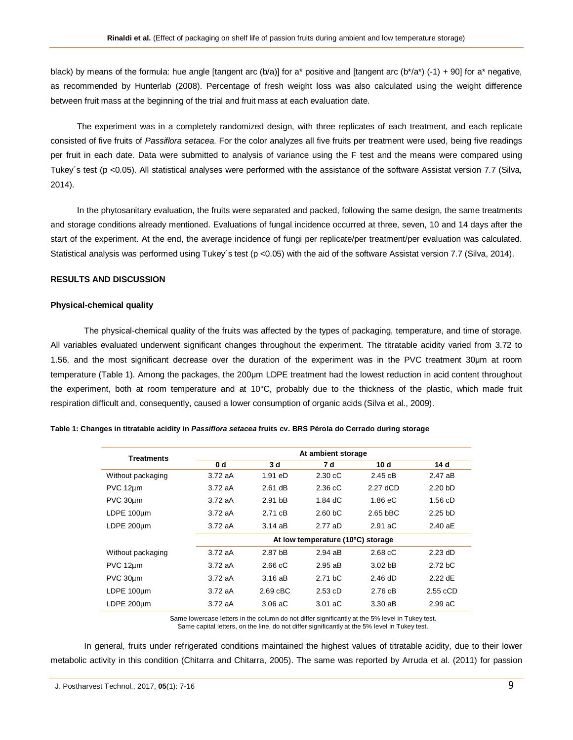black) by means of the formula: hue angle [tangent arc (b/a)] for a* positive and [tangent arc (b*/a*) (-1) + 90] for a* negative, as recommended by Hunterlab (2008). Percentage of fresh weight loss was also calculated using the weight difference between fruit mass at the beginning of the trial and fruit mass at each evaluation date.

The experiment was in a completely randomized design, with three replicates of each treatment, and each replicate consisted of five fruits of *Passiflora setacea*. For the color analyzes all five fruits per treatment were used, being five readings per fruit in each date. Data were submitted to analysis of variance using the F test and the means were compared using Tukey´s test ($p < 0.05$). All statistical analyses were performed with the assistance of the software Assistat version 7.7 (Silva, 2014).

In the phytosanitary evaluation, the fruits were separated and packed, following the same design, the same treatments and storage conditions already mentioned. Evaluations of fungal incidence occurred at three, seven, 10 and 14 days after the start of the experiment. At the end, the average incidence of fungi per replicate/per treatment/per evaluation was calculated. Statistical analysis was performed using Tukey´s test ($p < 0.05$) with the aid of the software Assistat version 7.7 (Silva, 2014).

## RESULTS AND DISCUSSION

### Physical-chemical quality

The physical-chemical quality of the fruits was affected by the types of packaging, temperature, and time of storage. All variables evaluated underwent significant changes throughout the experiment. The titratable acidity varied from 3.72 to 1.56, and the most significant decrease over the duration of the experiment was in the PVC treatment 30µm at room temperature (Table 1). Among the packages, the 200µm LDPE treatment had the lowest reduction in acid content throughout the experiment, both at room temperature and at 10°C, probably due to the thickness of the plastic, which made fruit respiration difficult and, consequently, caused a lower consumption of organic acids (Silva et al., 2009).

**Table 1: Changes in titratable acidity in *Passiflora setacea* fruits cv. BRS Pérola do Cerrado during storage**

| Treatments | At ambient storage | | | | |
|---|---|---|---|---|---|
| | 0 d | 3 d | 7 d | 10 d | 14 d |
| Without packaging | 3.72 aA | 1.91 eD | 2.30 cC | 2.45 cB | 2.47 aB |
| PVC 12µm | 3.72 aA | 2.61 dB | 2.36 cC | 2.27 dCD | 2.20 bD |
| PVC 30µm | 3.72 aA | 2.91 bB | 1.84 dC | 1.86 eC | 1.56 cD |
| LDPE 100µm | 3.72 aA | 2.71 cB | 2.60 bC | 2.65 bBC | 2.25 bD |
| LDPE 200µm | 3.72 aA | 3.14 aB | 2.77 aD | 2.91 aC | 2.40 aE |
| | At low temperature (10ºC) storage | | | | |
| Without packaging | 3.72 aA | 2.87 bB | 2.94 aB | 2.68 cC | 2.23 dD |
| PVC 12µm | 3.72 aA | 2.66 cC | 2.95 aB | 3.02 bB | 2.72 bC |
| PVC 30µm | 3.72 aA | 3.16 aB | 2.71 bC | 2.46 dD | 2.22 dE |
| LDPE 100µm | 3.72 aA | 2.69 cBC | 2.53 cD | 2.76 cB | 2.55 cCD |
| LDPE 200µm | 3.72 aA | 3.06 aC | 3.01 aC | 3.30 aB | 2.99 aC |

Same lowercase letters in the column do not differ significantly at the 5% level in Tukey test.
Same capital letters, on the line, do not differ significantly at the 5% level in Tukey test.

In general, fruits under refrigerated conditions maintained the highest values of titratable acidity, due to their lower metabolic activity in this condition (Chitarra and Chitarra, 2005). The same was reported by Arruda et al. (2011) for passion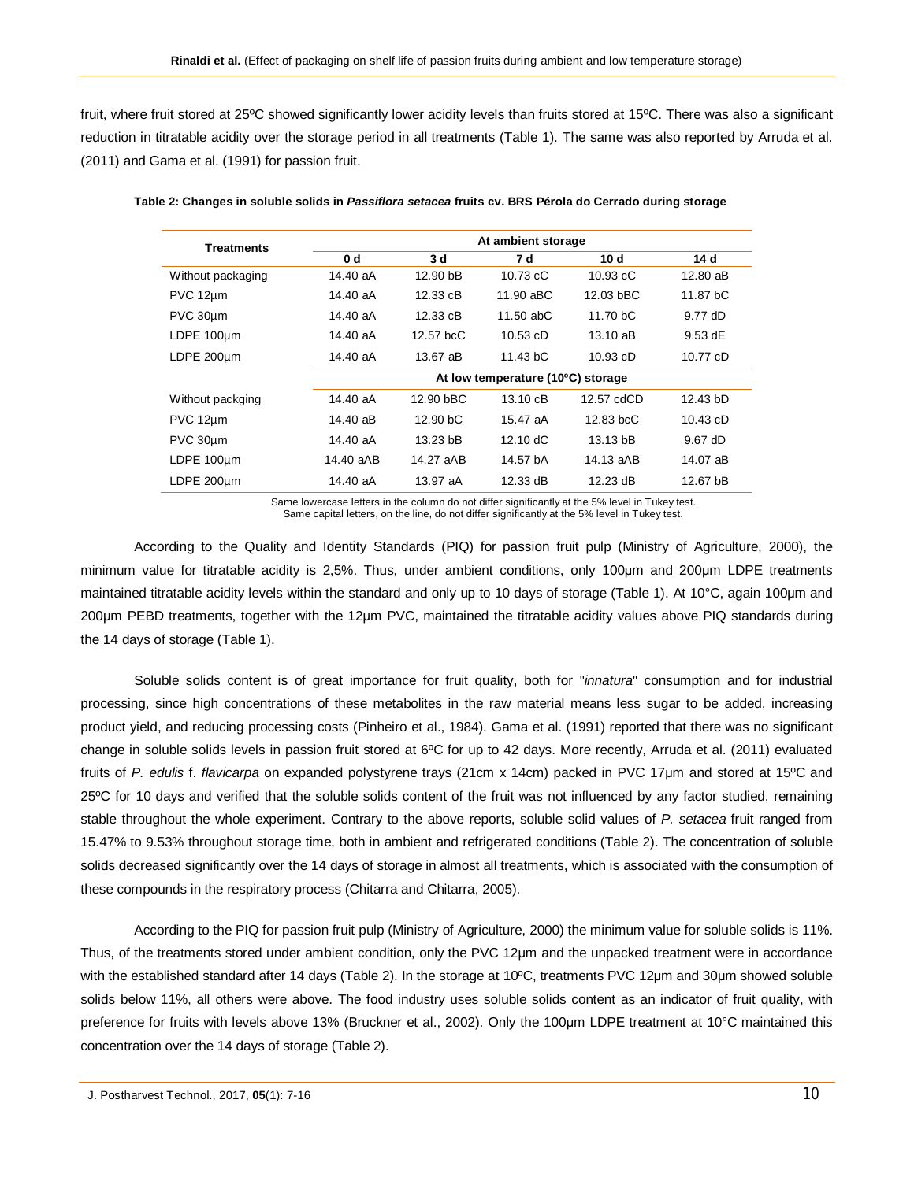fruit, where fruit stored at 25ºC showed significantly lower acidity levels than fruits stored at 15ºC. There was also a significant reduction in titratable acidity over the storage period in all treatments (Table 1). The same was also reported by Arruda et al. (2011) and Gama et al. (1991) for passion fruit.

**Table 2: Changes in soluble solids in *Passiflora setacea* fruits cv. BRS Pérola do Cerrado during storage**

| Treatments | At ambient storage | | | | |
|---|---|---|---|---|---|
| | 0 d | 3 d | 7 d | 10 d | 14 d |
| Without packaging | 14.40 aA | 12.90 bB | 10.73 cC | 10.93 cC | 12.80 aB |
| PVC 12µm | 14.40 aA | 12.33 cB | 11.90 aBC | 12.03 bBC | 11.87 bC |
| PVC 30µm | 14.40 aA | 12.33 cB | 11.50 abC | 11.70 bC | 9.77 dD |
| LDPE 100µm | 14.40 aA | 12.57 bcC | 10.53 cD | 13.10 aB | 9.53 dE |
| LDPE 200µm | 14.40 aA | 13.67 aB | 11.43 bC | 10.93 cD | 10.77 cD |
| | At low temperature (10ºC) storage | | | | |
| Without packging | 14.40 aA | 12.90 bBC | 13.10 cB | 12.57 cdCD | 12.43 bD |
| PVC 12µm | 14.40 aB | 12.90 bC | 15.47 aA | 12.83 bcC | 10.43 cD |
| PVC 30µm | 14.40 aA | 13.23 bB | 12.10 dC | 13.13 bB | 9.67 dD |
| LDPE 100µm | 14.40 aAB | 14.27 aAB | 14.57 bA | 14.13 aAB | 14.07 aB |
| LDPE 200µm | 14.40 aA | 13.97 aA | 12.33 dB | 12.23 dB | 12.67 bB |

Same lowercase letters in the column do not differ significantly at the 5% level in Tukey test.
Same capital letters, on the line, do not differ significantly at the 5% level in Tukey test.

According to the Quality and Identity Standards (PIQ) for passion fruit pulp (Ministry of Agriculture, 2000), the minimum value for titratable acidity is 2,5%. Thus, under ambient conditions, only 100µm and 200µm LDPE treatments maintained titratable acidity levels within the standard and only up to 10 days of storage (Table 1). At 10°C, again 100µm and 200µm PEBD treatments, together with the 12µm PVC, maintained the titratable acidity values above PIQ standards during the 14 days of storage (Table 1).

Soluble solids content is of great importance for fruit quality, both for "*innatura*" consumption and for industrial processing, since high concentrations of these metabolites in the raw material means less sugar to be added, increasing product yield, and reducing processing costs (Pinheiro et al., 1984). Gama et al. (1991) reported that there was no significant change in soluble solids levels in passion fruit stored at 6ºC for up to 42 days. More recently, Arruda et al. (2011) evaluated fruits of *P. edulis* f. *flavicarpa* on expanded polystyrene trays (21cm x 14cm) packed in PVC 17µm and stored at 15ºC and 25ºC for 10 days and verified that the soluble solids content of the fruit was not influenced by any factor studied, remaining stable throughout the whole experiment. Contrary to the above reports, soluble solid values of *P. setacea* fruit ranged from 15.47% to 9.53% throughout storage time, both in ambient and refrigerated conditions (Table 2). The concentration of soluble solids decreased significantly over the 14 days of storage in almost all treatments, which is associated with the consumption of these compounds in the respiratory process (Chitarra and Chitarra, 2005).

According to the PIQ for passion fruit pulp (Ministry of Agriculture, 2000) the minimum value for soluble solids is 11%. Thus, of the treatments stored under ambient condition, only the PVC 12µm and the unpacked treatment were in accordance with the established standard after 14 days (Table 2). In the storage at 10ºC, treatments PVC 12µm and 30µm showed soluble solids below 11%, all others were above. The food industry uses soluble solids content as an indicator of fruit quality, with preference for fruits with levels above 13% (Bruckner et al., 2002). Only the 100µm LDPE treatment at 10°C maintained this concentration over the 14 days of storage (Table 2).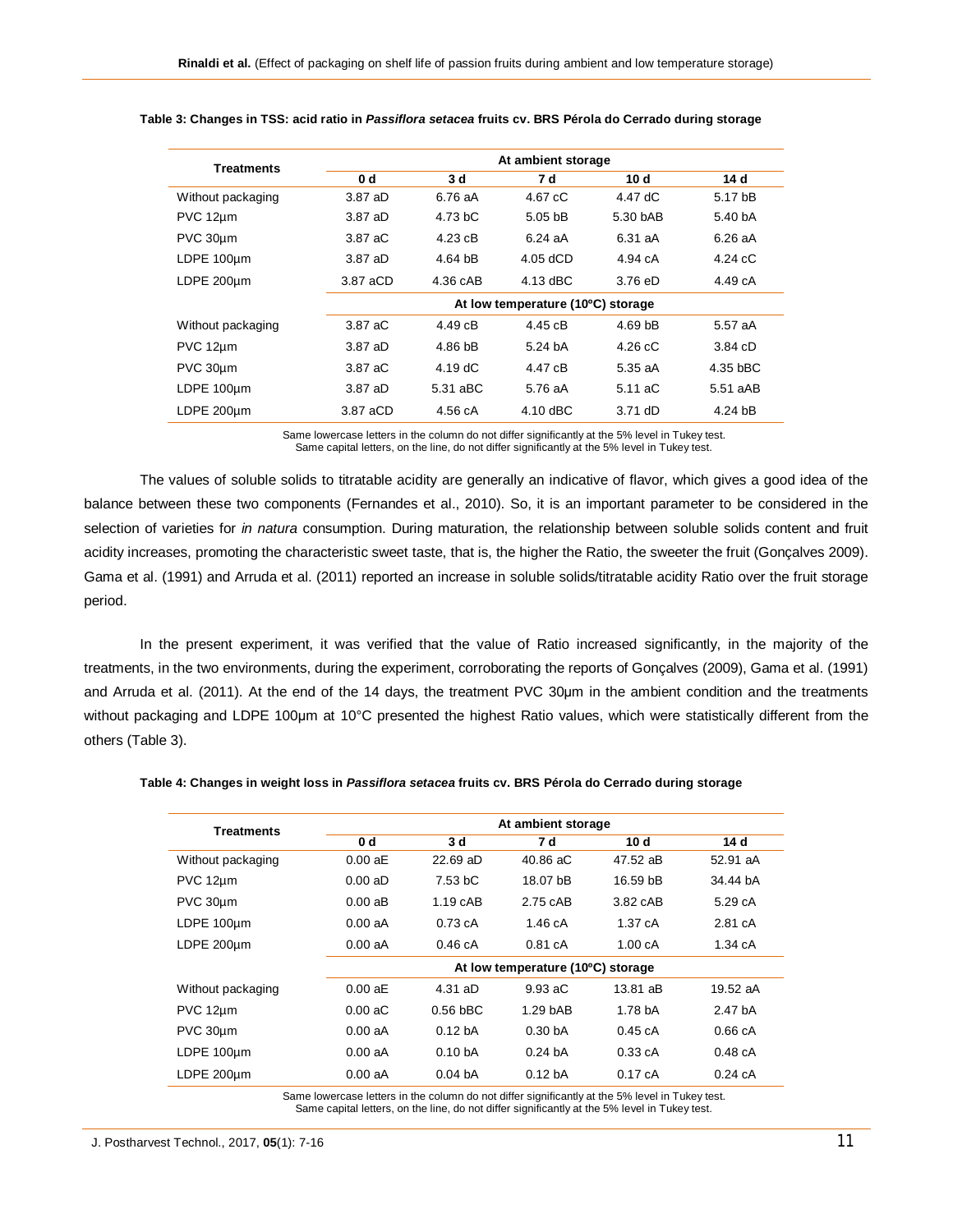**Table 3: Changes in TSS: acid ratio in *Passiflora setacea* fruits cv. BRS Pérola do Cerrado during storage**

| Treatments | At ambient storage | | | | |
|---|---|---|---|---|---|
| | 0 d | 3 d | 7 d | 10 d | 14 d |
| Without packaging | 3.87 aD | 6.76 aA | 4.67 cC | 4.47 dC | 5.17 bB |
| PVC 12µm | 3.87 aD | 4.73 bC | 5.05 bB | 5.30 bAB | 5.40 bA |
| PVC 30µm | 3.87 aC | 4.23 cB | 6.24 aA | 6.31 aA | 6.26 aA |
| LDPE 100µm | 3.87 aD | 4.64 bB | 4.05 dCD | 4.94 cA | 4.24 cC |
| LDPE 200µm | 3.87 aCD | 4.36 cAB | 4.13 dBC | 3.76 eD | 4.49 cA |
| | At low temperature (10ºC) storage | | | | |
| Without packaging | 3.87 aC | 4.49 cB | 4.45 cB | 4.69 bB | 5.57 aA |
| PVC 12µm | 3.87 aD | 4.86 bB | 5.24 bA | 4.26 cC | 3.84 cD |
| PVC 30µm | 3.87 aC | 4.19 dC | 4.47 cB | 5.35 aA | 4.35 bBC |
| LDPE 100µm | 3.87 aD | 5.31 aBC | 5.76 aA | 5.11 aC | 5.51 aAB |
| LDPE 200µm | 3.87 aCD | 4.56 cA | 4.10 dBC | 3.71 dD | 4.24 bB |

Same lowercase letters in the column do not differ significantly at the 5% level in Tukey test.
Same capital letters, on the line, do not differ significantly at the 5% level in Tukey test.

The values of soluble solids to titratable acidity are generally an indicative of flavor, which gives a good idea of the balance between these two components (Fernandes et al., 2010). So, it is an important parameter to be considered in the selection of varieties for *in natura* consumption. During maturation, the relationship between soluble solids content and fruit acidity increases, promoting the characteristic sweet taste, that is, the higher the Ratio, the sweeter the fruit (Gonçalves 2009). Gama et al. (1991) and Arruda et al. (2011) reported an increase in soluble solids/titratable acidity Ratio over the fruit storage period.

In the present experiment, it was verified that the value of Ratio increased significantly, in the majority of the treatments, in the two environments, during the experiment, corroborating the reports of Gonçalves (2009), Gama et al. (1991) and Arruda et al. (2011). At the end of the 14 days, the treatment PVC 30µm in the ambient condition and the treatments without packaging and LDPE 100µm at 10°C presented the highest Ratio values, which were statistically different from the others (Table 3).

**Table 4: Changes in weight loss in *Passiflora setacea* fruits cv. BRS Pérola do Cerrado during storage**

| Treatments | At ambient storage | | | | |
|---|---|---|---|---|---|
| | 0 d | 3 d | 7 d | 10 d | 14 d |
| Without packaging | 0.00 aE | 22.69 aD | 40.86 aC | 47.52 aB | 52.91 aA |
| PVC 12µm | 0.00 aD | 7.53 bC | 18.07 bB | 16.59 bB | 34.44 bA |
| PVC 30µm | 0.00 aB | 1.19 cAB | 2.75 cAB | 3.82 cAB | 5.29 cA |
| LDPE 100µm | 0.00 aA | 0.73 cA | 1.46 cA | 1.37 cA | 2.81 cA |
| LDPE 200µm | 0.00 aA | 0.46 cA | 0.81 cA | 1.00 cA | 1.34 cA |
| | At low temperature (10ºC) storage | | | | |
| Without packaging | 0.00 aE | 4.31 aD | 9.93 aC | 13.81 aB | 19.52 aA |
| PVC 12µm | 0.00 aC | 0.56 bBC | 1.29 bAB | 1.78 bA | 2.47 bA |
| PVC 30µm | 0.00 aA | 0.12 bA | 0.30 bA | 0.45 cA | 0.66 cA |
| LDPE 100µm | 0.00 aA | 0.10 bA | 0.24 bA | 0.33 cA | 0.48 cA |
| LDPE 200µm | 0.00 aA | 0.04 bA | 0.12 bA | 0.17 cA | 0.24 cA |

Same lowercase letters in the column do not differ significantly at the 5% level in Tukey test.
Same capital letters, on the line, do not differ significantly at the 5% level in Tukey test.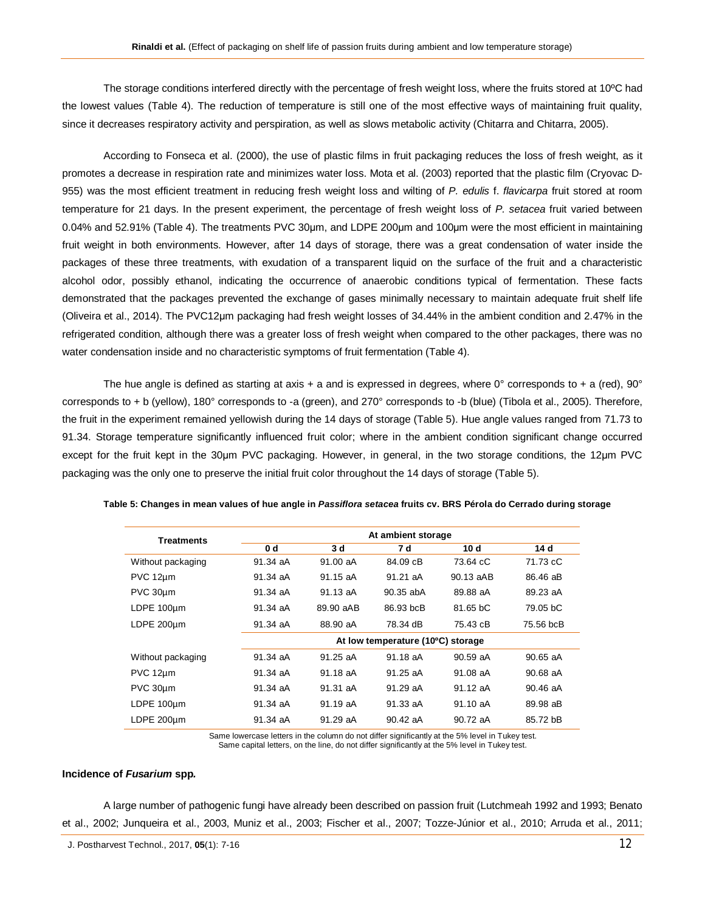The storage conditions interfered directly with the percentage of fresh weight loss, where the fruits stored at 10ºC had the lowest values (Table 4). The reduction of temperature is still one of the most effective ways of maintaining fruit quality, since it decreases respiratory activity and perspiration, as well as slows metabolic activity (Chitarra and Chitarra, 2005).

According to Fonseca et al. (2000), the use of plastic films in fruit packaging reduces the loss of fresh weight, as it promotes a decrease in respiration rate and minimizes water loss. Mota et al. (2003) reported that the plastic film (Cryovac D-955) was the most efficient treatment in reducing fresh weight loss and wilting of *P. edulis* f. *flavicarpa* fruit stored at room temperature for 21 days. In the present experiment, the percentage of fresh weight loss of *P. setacea* fruit varied between 0.04% and 52.91% (Table 4). The treatments PVC 30µm, and LDPE 200µm and 100µm were the most efficient in maintaining fruit weight in both environments. However, after 14 days of storage, there was a great condensation of water inside the packages of these three treatments, with exudation of a transparent liquid on the surface of the fruit and a characteristic alcohol odor, possibly ethanol, indicating the occurrence of anaerobic conditions typical of fermentation. These facts demonstrated that the packages prevented the exchange of gases minimally necessary to maintain adequate fruit shelf life (Oliveira et al., 2014). The PVC12µm packaging had fresh weight losses of 34.44% in the ambient condition and 2.47% in the refrigerated condition, although there was a greater loss of fresh weight when compared to the other packages, there was no water condensation inside and no characteristic symptoms of fruit fermentation (Table 4).

The hue angle is defined as starting at axis + a and is expressed in degrees, where 0° corresponds to + a (red), 90° corresponds to + b (yellow), 180° corresponds to -a (green), and 270° corresponds to -b (blue) (Tibola et al., 2005). Therefore, the fruit in the experiment remained yellowish during the 14 days of storage (Table 5). Hue angle values ranged from 71.73 to 91.34. Storage temperature significantly influenced fruit color; where in the ambient condition significant change occurred except for the fruit kept in the 30µm PVC packaging. However, in general, in the two storage conditions, the 12µm PVC packaging was the only one to preserve the initial fruit color throughout the 14 days of storage (Table 5).

**Table 5: Changes in mean values of hue angle in *Passiflora setacea* fruits cv. BRS Pérola do Cerrado during storage**

| Treatments | At ambient storage | | | | |
|---|---|---|---|---|---|
| | 0 d | 3 d | 7 d | 10 d | 14 d |
| Without packaging | 91.34 aA | 91.00 aA | 84.09 cB | 73.64 cC | 71.73 cC |
| PVC 12µm | 91.34 aA | 91.15 aA | 91.21 aA | 90.13 aAB | 86.46 aB |
| PVC 30µm | 91.34 aA | 91.13 aA | 90.35 abA | 89.88 aA | 89.23 aA |
| LDPE 100µm | 91.34 aA | 89.90 aAB | 86.93 bcB | 81.65 bC | 79.05 bC |
| LDPE 200µm | 91.34 aA | 88.90 aA | 78.34 dB | 75.43 cB | 75.56 bcB |
| | At low temperature (10ºC) storage | | | | |
| Without packaging | 91.34 aA | 91.25 aA | 91.18 aA | 90.59 aA | 90.65 aA |
| PVC 12µm | 91.34 aA | 91.18 aA | 91.25 aA | 91.08 aA | 90.68 aA |
| PVC 30µm | 91.34 aA | 91.31 aA | 91.29 aA | 91.12 aA | 90.46 aA |
| LDPE 100µm | 91.34 aA | 91.19 aA | 91.33 aA | 91.10 aA | 89.98 aB |
| LDPE 200µm | 91.34 aA | 91.29 aA | 90.42 aA | 90.72 aA | 85.72 bB |

Same lowercase letters in the column do not differ significantly at the 5% level in Tukey test.
Same capital letters, on the line, do not differ significantly at the 5% level in Tukey test.

### Incidence of *Fusarium* spp.

A large number of pathogenic fungi have already been described on passion fruit (Lutchmeah 1992 and 1993; Benato et al., 2002; Junqueira et al., 2003, Muniz et al., 2003; Fischer et al., 2007; Tozze-Júnior et al., 2010; Arruda et al., 2011;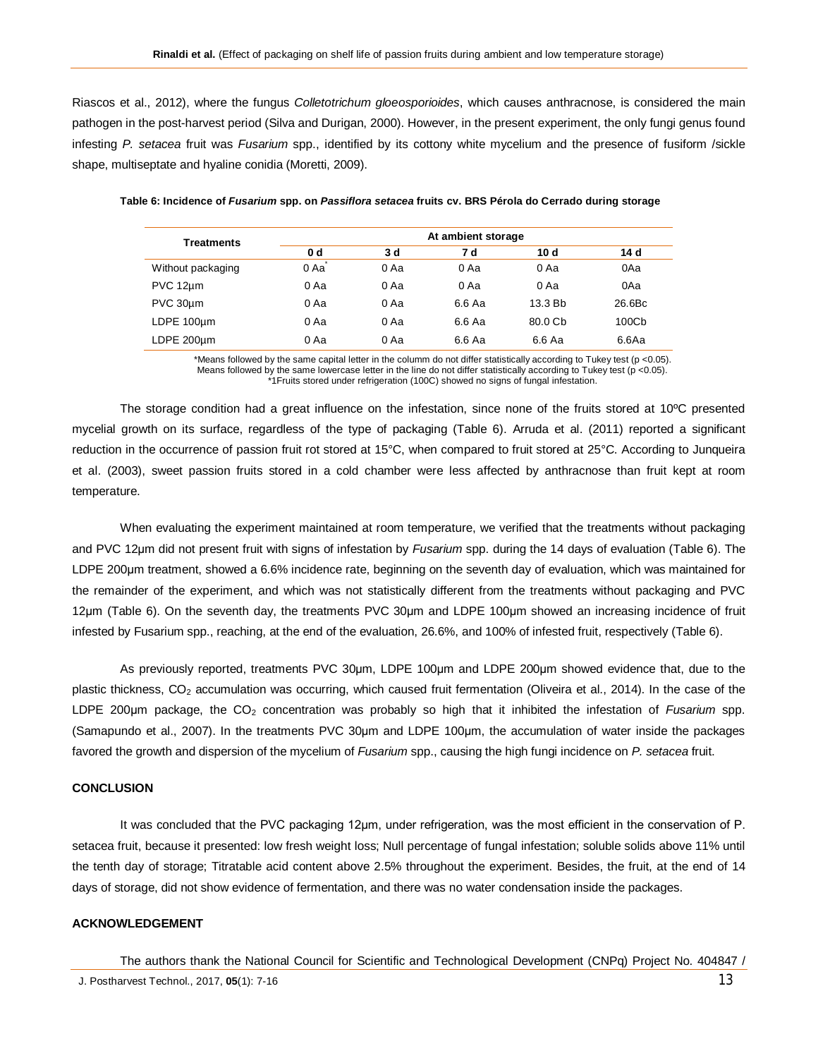Riascos et al., 2012), where the fungus *Colletotrichum gloeosporioides*, which causes anthracnose, is considered the main pathogen in the post-harvest period (Silva and Durigan, 2000). However, in the present experiment, the only fungi genus found infesting *P. setacea* fruit was *Fusarium* spp., identified by its cottony white mycelium and the presence of fusiform /sickle shape, multiseptate and hyaline conidia (Moretti, 2009).

**Table 6: Incidence of *Fusarium* spp. on *Passiflora setacea* fruits cv. BRS Pérola do Cerrado during storage**

| Treatments | At ambient storage | | | | |
|---|---|---|---|---|---|
| | **0 d** | **3 d** | **7 d** | **10 d** | **14 d** |
| Without packaging | 0 Aa* | 0 Aa | 0 Aa | 0 Aa | 0Aa |
| PVC 12µm | 0 Aa | 0 Aa | 0 Aa | 0 Aa | 0Aa |
| PVC 30µm | 0 Aa | 0 Aa | 6.6 Aa | 13.3 Bb | 26.6Bc |
| LDPE 100µm | 0 Aa | 0 Aa | 6.6 Aa | 80.0 Cb | 100Cb |
| LDPE 200µm | 0 Aa | 0 Aa | 6.6 Aa | 6.6 Aa | 6.6Aa |

*Means followed by the same capital letter in the columm do not differ statistically according to Tukey test ($p < 0.05$).
Means followed by the same lowercase letter in the line do not differ statistically according to Tukey test ($p < 0.05$).
*1Fruits stored under refrigeration (100C) showed no signs of fungal infestation.

The storage condition had a great influence on the infestation, since none of the fruits stored at 10ºC presented mycelial growth on its surface, regardless of the type of packaging (Table 6). Arruda et al. (2011) reported a significant reduction in the occurrence of passion fruit rot stored at 15°C, when compared to fruit stored at 25°C. According to Junqueira et al. (2003), sweet passion fruits stored in a cold chamber were less affected by anthracnose than fruit kept at room temperature.

When evaluating the experiment maintained at room temperature, we verified that the treatments without packaging and PVC 12µm did not present fruit with signs of infestation by *Fusarium* spp. during the 14 days of evaluation (Table 6). The LDPE 200µm treatment, showed a 6.6% incidence rate, beginning on the seventh day of evaluation, which was maintained for the remainder of the experiment, and which was not statistically different from the treatments without packaging and PVC 12µm (Table 6). On the seventh day, the treatments PVC 30µm and LDPE 100µm showed an increasing incidence of fruit infested by Fusarium spp., reaching, at the end of the evaluation, 26.6%, and 100% of infested fruit, respectively (Table 6).

As previously reported, treatments PVC 30µm, LDPE 100µm and LDPE 200µm showed evidence that, due to the plastic thickness, $CO_2$ accumulation was occurring, which caused fruit fermentation (Oliveira et al., 2014). In the case of the LDPE 200µm package, the $CO_2$ concentration was probably so high that it inhibited the infestation of *Fusarium* spp. (Samapundo et al., 2007). In the treatments PVC 30µm and LDPE 100µm, the accumulation of water inside the packages favored the growth and dispersion of the mycelium of *Fusarium* spp., causing the high fungi incidence on *P. setacea* fruit.

## CONCLUSION

It was concluded that the PVC packaging 12µm, under refrigeration, was the most efficient in the conservation of P. setacea fruit, because it presented: low fresh weight loss; Null percentage of fungal infestation; soluble solids above 11% until the tenth day of storage; Titratable acid content above 2.5% throughout the experiment. Besides, the fruit, at the end of 14 days of storage, did not show evidence of fermentation, and there was no water condensation inside the packages.

## ACKNOWLEDGEMENT

The authors thank the National Council for Scientific and Technological Development (CNPq) Project No. 404847 /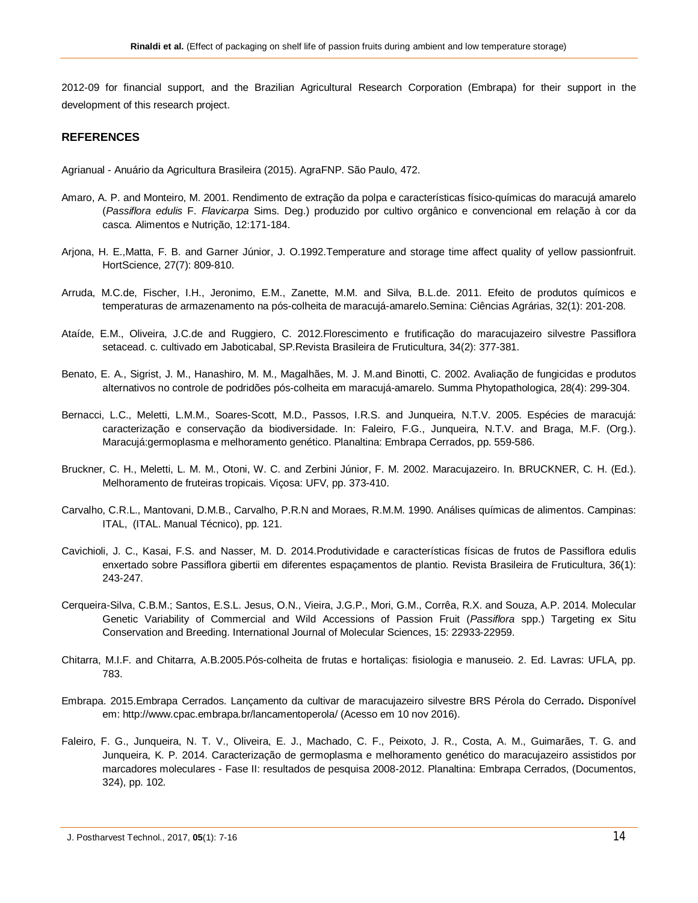2012-09 for financial support, and the Brazilian Agricultural Research Corporation (Embrapa) for their support in the development of this research project.

## REFERENCES

Agrianual - Anuário da Agricultura Brasileira (2015). AgraFNP. São Paulo, 472.

Amaro, A. P. and Monteiro, M. 2001. Rendimento de extração da polpa e características físico-químicas do maracujá amarelo (*Passiflora edulis* F. *Flavicarpa* Sims. Deg.) produzido por cultivo orgânico e convencional em relação à cor da casca. Alimentos e Nutrição, 12:171-184.

Arjona, H. E.,Matta, F. B. and Garner Júnior, J. O.1992.Temperature and storage time affect quality of yellow passionfruit. HortScience, 27(7): 809-810.

Arruda, M.C.de, Fischer, I.H., Jeronimo, E.M., Zanette, M.M. and Silva, B.L.de. 2011. Efeito de produtos químicos e temperaturas de armazenamento na pós-colheita de maracujá-amarelo.Semina: Ciências Agrárias, 32(1): 201-208.

Ataíde, E.M., Oliveira, J.C.de and Ruggiero, C. 2012.Florescimento e frutificação do maracujazeiro silvestre Passiflora setacead. c. cultivado em Jaboticabal, SP.Revista Brasileira de Fruticultura, 34(2): 377-381.

Benato, E. A., Sigrist, J. M., Hanashiro, M. M., Magalhães, M. J. M.and Binotti, C. 2002. Avaliação de fungicidas e produtos alternativos no controle de podridões pós-colheita em maracujá-amarelo. Summa Phytopathologica, 28(4): 299-304.

Bernacci, L.C., Meletti, L.M.M., Soares-Scott, M.D., Passos, I.R.S. and Junqueira, N.T.V. 2005. Espécies de maracujá: caracterização e conservação da biodiversidade. In: Faleiro, F.G., Junqueira, N.T.V. and Braga, M.F. (Org.). Maracujá:germoplasma e melhoramento genético. Planaltina: Embrapa Cerrados, pp. 559-586.

Bruckner, C. H., Meletti, L. M. M., Otoni, W. C. and Zerbini Júnior, F. M. 2002. Maracujazeiro. In. BRUCKNER, C. H. (Ed.). Melhoramento de fruteiras tropicais. Viçosa: UFV, pp. 373-410.

Carvalho, C.R.L., Mantovani, D.M.B., Carvalho, P.R.N and Moraes, R.M.M. 1990. Análises químicas de alimentos. Campinas: ITAL, (ITAL. Manual Técnico), pp. 121.

Cavichioli, J. C., Kasai, F.S. and Nasser, M. D. 2014.Produtividade e características físicas de frutos de Passiflora edulis enxertado sobre Passiflora gibertii em diferentes espaçamentos de plantio. Revista Brasileira de Fruticultura, 36(1): 243-247.

Cerqueira-Silva, C.B.M.; Santos, E.S.L. Jesus, O.N., Vieira, J.G.P., Mori, G.M., Corrêa, R.X. and Souza, A.P. 2014. Molecular Genetic Variability of Commercial and Wild Accessions of Passion Fruit (*Passiflora* spp.) Targeting ex Situ Conservation and Breeding. International Journal of Molecular Sciences, 15: 22933-22959.

Chitarra, M.I.F. and Chitarra, A.B.2005.Pós-colheita de frutas e hortaliças: fisiologia e manuseio. 2. Ed. Lavras: UFLA, pp. 783.

Embrapa. 2015.Embrapa Cerrados. Lançamento da cultivar de maracujazeiro silvestre BRS Pérola do Cerrado**.** Disponível em: http://www.cpac.embrapa.br/lancamentoperola/ (Acesso em 10 nov 2016).

Faleiro, F. G., Junqueira, N. T. V., Oliveira, E. J., Machado, C. F., Peixoto, J. R., Costa, A. M., Guimarães, T. G. and Junqueira, K. P. 2014. Caracterização de germoplasma e melhoramento genético do maracujazeiro assistidos por marcadores moleculares - Fase II: resultados de pesquisa 2008-2012. Planaltina: Embrapa Cerrados, (Documentos, 324), pp. 102.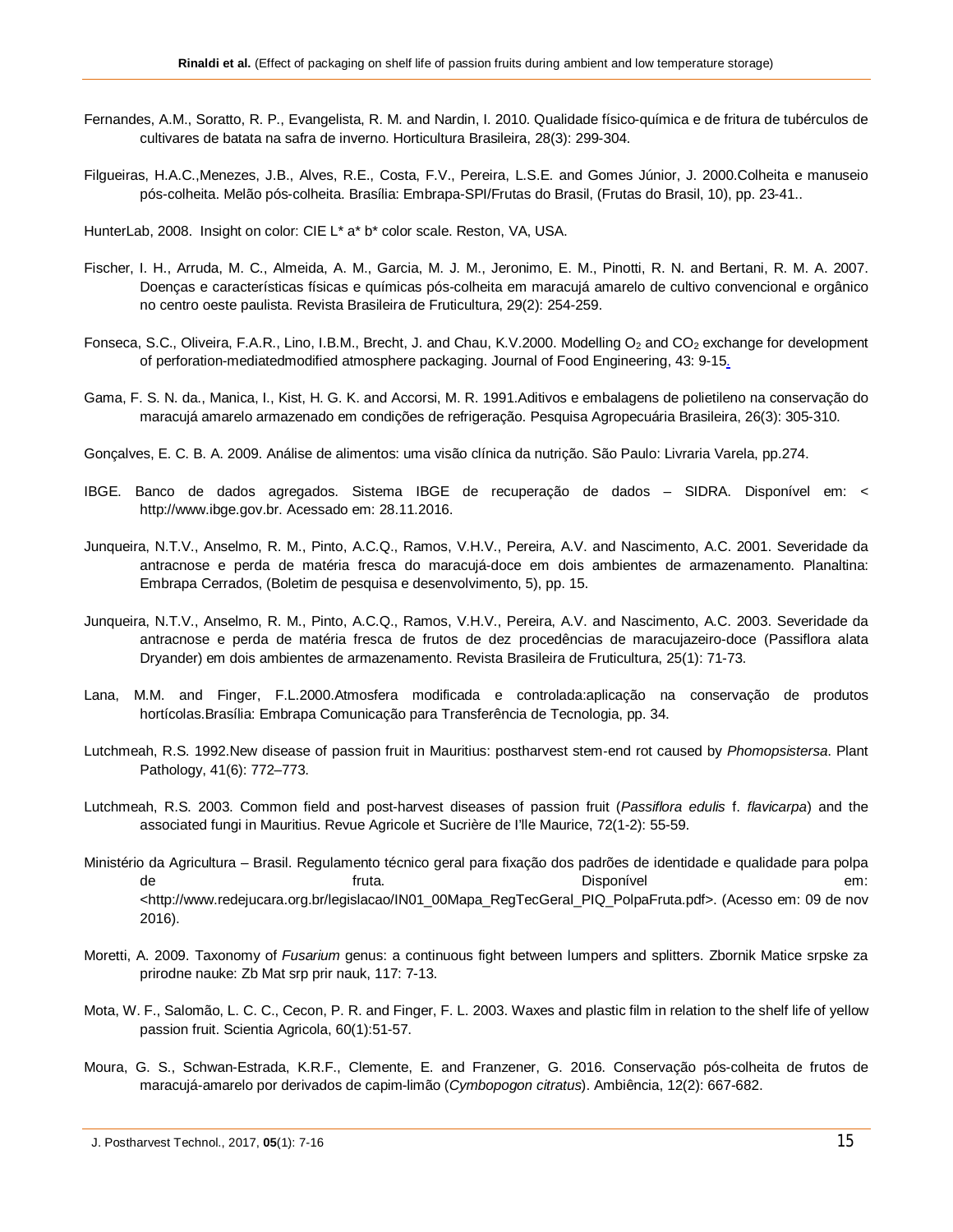Fernandes, A.M., Soratto, R. P., Evangelista, R. M. and Nardin, I. 2010. Qualidade físico-química e de fritura de tubérculos de cultivares de batata na safra de inverno. Horticultura Brasileira, 28(3): 299-304.

Filgueiras, H.A.C.,Menezes, J.B., Alves, R.E., Costa, F.V., Pereira, L.S.E. and Gomes Júnior, J. 2000.Colheita e manuseio pós-colheita. Melão pós-colheita. Brasília: Embrapa-SPI/Frutas do Brasil, (Frutas do Brasil, 10), pp. 23-41..

HunterLab, 2008. Insight on color: CIE L* a* b* color scale. Reston, VA, USA.

Fischer, I. H., Arruda, M. C., Almeida, A. M., Garcia, M. J. M., Jeronimo, E. M., Pinotti, R. N. and Bertani, R. M. A. 2007. Doenças e características físicas e químicas pós-colheita em maracujá amarelo de cultivo convencional e orgânico no centro oeste paulista. Revista Brasileira de Fruticultura, 29(2): 254-259.

Fonseca, S.C., Oliveira, F.A.R., Lino, I.B.M., Brecht, J. and Chau, K.V.2000. Modelling $O_2$ and $CO_2$ exchange for development of perforation-mediatedmodified atmosphere packaging. Journal of Food Engineering, 43: 9-15.

Gama, F. S. N. da., Manica, I., Kist, H. G. K. and Accorsi, M. R. 1991.Aditivos e embalagens de polietileno na conservação do maracujá amarelo armazenado em condições de refrigeração. Pesquisa Agropecuária Brasileira, 26(3): 305-310.

Gonçalves, E. C. B. A. 2009. Análise de alimentos: uma visão clínica da nutrição. São Paulo: Livraria Varela, pp.274.

IBGE. Banco de dados agregados. Sistema IBGE de recuperação de dados – SIDRA. Disponível em: < http://www.ibge.gov.br. Acessado em: 28.11.2016.

Junqueira, N.T.V., Anselmo, R. M., Pinto, A.C.Q., Ramos, V.H.V., Pereira, A.V. and Nascimento, A.C. 2001. Severidade da antracnose e perda de matéria fresca do maracujá-doce em dois ambientes de armazenamento. Planaltina: Embrapa Cerrados, (Boletim de pesquisa e desenvolvimento, 5), pp. 15.

Junqueira, N.T.V., Anselmo, R. M., Pinto, A.C.Q., Ramos, V.H.V., Pereira, A.V. and Nascimento, A.C. 2003. Severidade da antracnose e perda de matéria fresca de frutos de dez procedências de maracujazeiro-doce (Passiflora alata Dryander) em dois ambientes de armazenamento. Revista Brasileira de Fruticultura, 25(1): 71-73.

Lana, M.M. and Finger, F.L.2000.Atmosfera modificada e controlada:aplicação na conservação de produtos hortícolas.Brasília: Embrapa Comunicação para Transferência de Tecnologia, pp. 34.

Lutchmeah, R.S. 1992.New disease of passion fruit in Mauritius: postharvest stem-end rot caused by *Phomopsistersa*. Plant Pathology, 41(6): 772–773.

Lutchmeah, R.S. 2003. Common field and post-harvest diseases of passion fruit (*Passiflora edulis* f. *flavicarpa*) and the associated fungi in Mauritius. Revue Agricole et Sucrière de I'lle Maurice, 72(1-2): 55-59.

Ministério da Agricultura – Brasil. Regulamento técnico geral para fixação dos padrões de identidade e qualidade para polpa de fruta. Disponível em: <http://www.redejucara.org.br/legislacao/IN01_00Mapa_RegTecGeral_PIQ_PolpaFruta.pdf>. (Acesso em: 09 de nov 2016).

Moretti, A. 2009. Taxonomy of *Fusarium* genus: a continuous fight between lumpers and splitters. Zbornik Matice srpske za prirodne nauke: Zb Mat srp prir nauk, 117: 7-13.

Mota, W. F., Salomão, L. C. C., Cecon, P. R. and Finger, F. L. 2003. Waxes and plastic film in relation to the shelf life of yellow passion fruit. Scientia Agricola, 60(1):51-57.

Moura, G. S., Schwan-Estrada, K.R.F., Clemente, E. and Franzener, G. 2016. Conservação pós-colheita de frutos de maracujá-amarelo por derivados de capim-limão (*Cymbopogon citratus*). Ambiência, 12(2): 667-682.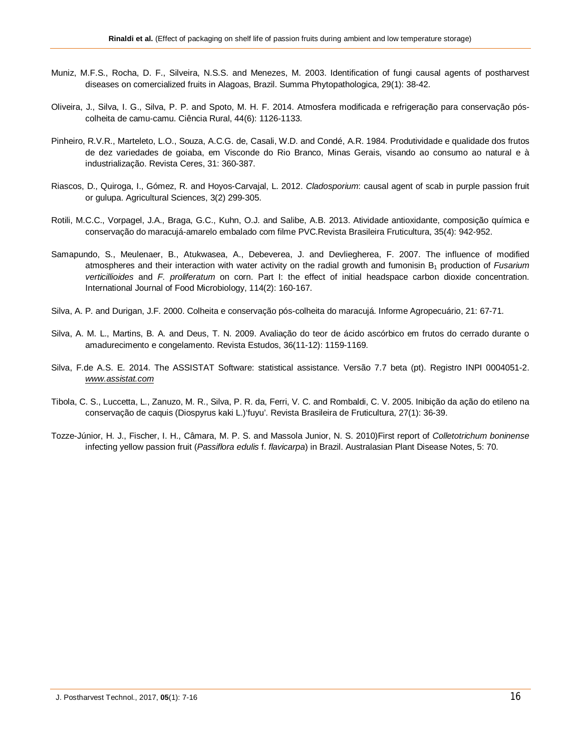Muniz, M.F.S., Rocha, D. F., Silveira, N.S.S. and Menezes, M. 2003. Identification of fungi causal agents of postharvest diseases on comercialized fruits in Alagoas, Brazil. Summa Phytopathologica, 29(1): 38-42.

Oliveira, J., Silva, I. G., Silva, P. P. and Spoto, M. H. F. 2014. Atmosfera modificada e refrigeração para conservação pós-colheita de camu-camu. Ciência Rural, 44(6): 1126-1133.

Pinheiro, R.V.R., Marteleto, L.O., Souza, A.C.G. de, Casali, W.D. and Condé, A.R. 1984. Produtividade e qualidade dos frutos de dez variedades de goiaba, em Visconde do Rio Branco, Minas Gerais, visando ao consumo ao natural e à industrialização. Revista Ceres, 31: 360-387.

Riascos, D., Quiroga, I., Gómez, R. and Hoyos-Carvajal, L. 2012. *Cladosporium*: causal agent of scab in purple passion fruit or gulupa. Agricultural Sciences, 3(2) 299-305.

Rotili, M.C.C., Vorpagel, J.A., Braga, G.C., Kuhn, O.J. and Salibe, A.B. 2013. Atividade antioxidante, composição química e conservação do maracujá-amarelo embalado com filme PVC.Revista Brasileira Fruticultura, 35(4): 942-952.

Samapundo, S., Meulenaer, B., Atukwasea, A., Debeverea, J. and Devliegherea, F. 2007. The influence of modified atmospheres and their interaction with water activity on the radial growth and fumonisin $B_1$ production of *Fusarium verticillioides* and *F. proliferatum* on corn. Part I: the effect of initial headspace carbon dioxide concentration. International Journal of Food Microbiology, 114(2): 160-167.

Silva, A. P. and Durigan, J.F. 2000. Colheita e conservação pós-colheita do maracujá. Informe Agropecuário, 21: 67-71.

Silva, A. M. L., Martins, B. A. and Deus, T. N. 2009. Avaliação do teor de ácido ascórbico em frutos do cerrado durante o amadurecimento e congelamento. Revista Estudos, 36(11-12): 1159-1169.

Silva, F.de A.S. E. 2014. The ASSISTAT Software: statistical assistance. Versão 7.7 beta (pt). Registro INPI 0004051-2. *www.assistat.com*

Tibola, C. S., Luccetta, L., Zanuzo, M. R., Silva, P. R. da, Ferri, V. C. and Rombaldi, C. V. 2005. Inibição da ação do etileno na conservação de caquis (Diospyrus kaki L.)'fuyu'. Revista Brasileira de Fruticultura, 27(1): 36-39.

Tozze-Júnior, H. J., Fischer, I. H., Câmara, M. P. S. and Massola Junior, N. S. 2010)First report of *Colletotrichum boninense* infecting yellow passion fruit (*Passiflora edulis* f. *flavicarpa*) in Brazil. Australasian Plant Disease Notes, 5: 70.